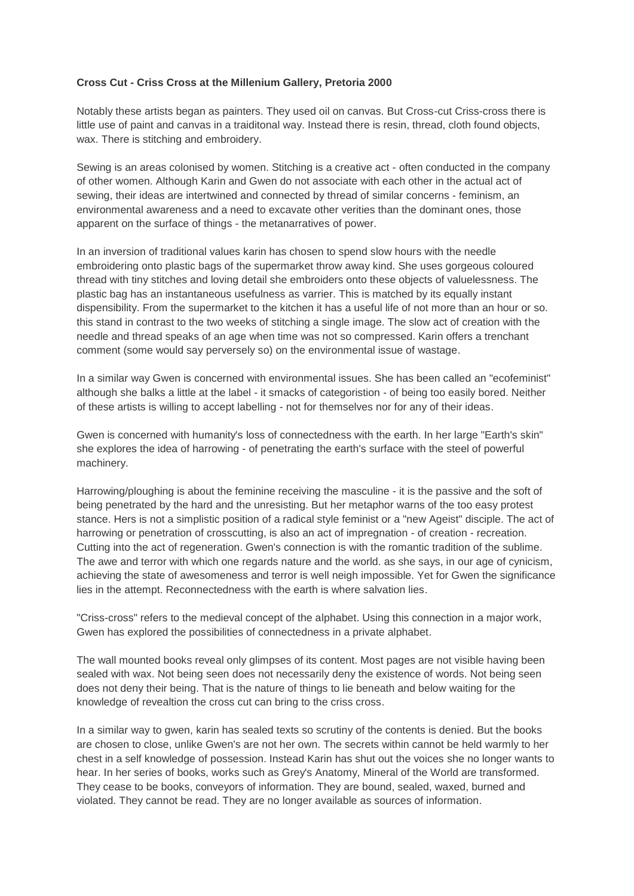**Cross Cut - Criss Cross at the Millenium Gallery, Pretoria 2000**

Notably these artists began as painters. They used oil on canvas. But Cross-cut Criss-cross there is little use of paint and canvas in a traiditonal way. Instead there is resin, thread, cloth found objects, wax. There is stitching and embroidery.

Sewing is an areas colonised by women. Stitching is a creative act - often conducted in the company of other women. Although Karin and Gwen do not associate with each other in the actual act of sewing, their ideas are intertwined and connected by thread of similar concerns - feminism, an environmental awareness and a need to excavate other verities than the dominant ones, those apparent on the surface of things - the metanarratives of power.

In an inversion of traditional values karin has chosen to spend slow hours with the needle embroidering onto plastic bags of the supermarket throw away kind. She uses gorgeous coloured thread with tiny stitches and loving detail she embroiders onto these objects of valuelessness. The plastic bag has an instantaneous usefulness as varrier. This is matched by its equally instant dispensibility. From the supermarket to the kitchen it has a useful life of not more than an hour or so. this stand in contrast to the two weeks of stitching a single image. The slow act of creation with the needle and thread speaks of an age when time was not so compressed. Karin offers a trenchant comment (some would say perversely so) on the environmental issue of wastage.

In a similar way Gwen is concerned with environmental issues. She has been called an "ecofeminist" although she balks a little at the label - it smacks of categoristion - of being too easily bored. Neither of these artists is willing to accept labelling - not for themselves nor for any of their ideas.

Gwen is concerned with humanity's loss of connectedness with the earth. In her large "Earth's skin" she explores the idea of harrowing - of penetrating the earth's surface with the steel of powerful machinery.

Harrowing/ploughing is about the feminine receiving the masculine - it is the passive and the soft of being penetrated by the hard and the unresisting. But her metaphor warns of the too easy protest stance. Hers is not a simplistic position of a radical style feminist or a "new Ageist" disciple. The act of harrowing or penetration of crosscutting, is also an act of impregnation - of creation - recreation. Cutting into the act of regeneration. Gwen's connection is with the romantic tradition of the sublime. The awe and terror with which one regards nature and the world. as she says, in our age of cynicism, achieving the state of awesomeness and terror is well neigh impossible. Yet for Gwen the significance lies in the attempt. Reconnectedness with the earth is where salvation lies.

"Criss-cross" refers to the medieval concept of the alphabet. Using this connection in a major work, Gwen has explored the possibilities of connectedness in a private alphabet.

The wall mounted books reveal only glimpses of its content. Most pages are not visible having been sealed with wax. Not being seen does not necessarily deny the existence of words. Not being seen does not deny their being. That is the nature of things to lie beneath and below waiting for the knowledge of revealtion the cross cut can bring to the criss cross.

In a similar way to gwen, karin has sealed texts so scrutiny of the contents is denied. But the books are chosen to close, unlike Gwen's are not her own. The secrets within cannot be held warmly to her chest in a self knowledge of possession. Instead Karin has shut out the voices she no longer wants to hear. In her series of books, works such as Grey's Anatomy, Mineral of the World are transformed. They cease to be books, conveyors of information. They are bound, sealed, waxed, burned and violated. They cannot be read. They are no longer available as sources of information.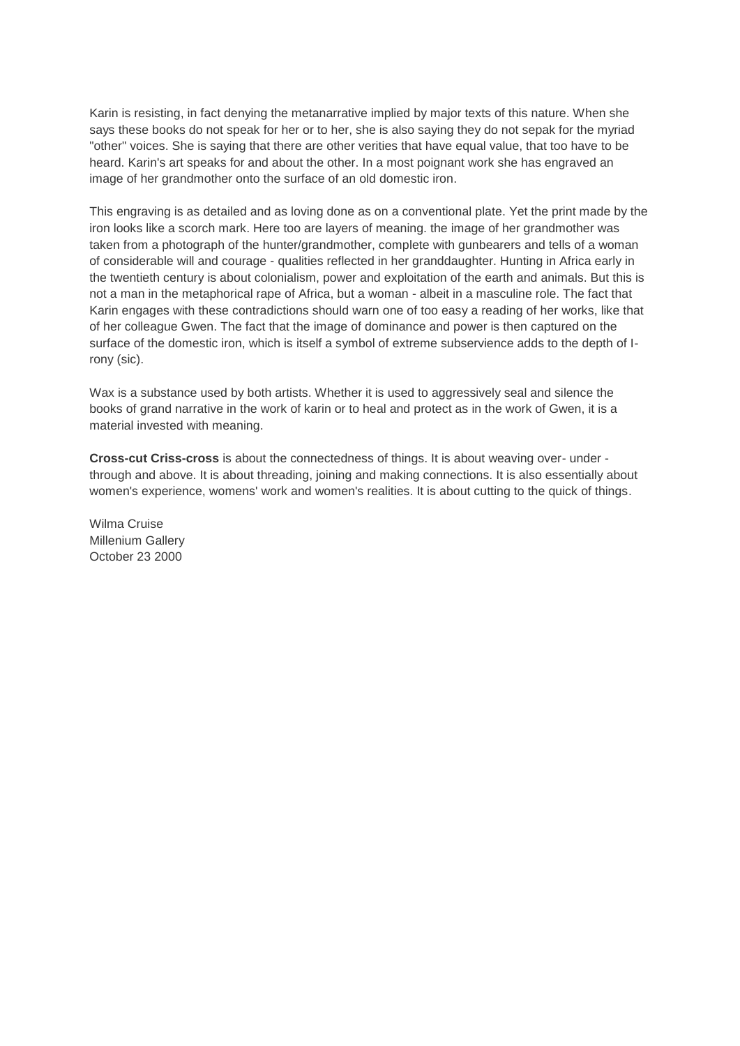Karin is resisting, in fact denying the metanarrative implied by major texts of this nature. When she says these books do not speak for her or to her, she is also saying they do not sepak for the myriad "other" voices. She is saying that there are other verities that have equal value, that too have to be heard. Karin's art speaks for and about the other. In a most poignant work she has engraved an image of her grandmother onto the surface of an old domestic iron.

This engraving is as detailed and as loving done as on a conventional plate. Yet the print made by the iron looks like a scorch mark. Here too are layers of meaning. the image of her grandmother was taken from a photograph of the hunter/grandmother, complete with gunbearers and tells of a woman of considerable will and courage - qualities reflected in her granddaughter. Hunting in Africa early in the twentieth century is about colonialism, power and exploitation of the earth and animals. But this is not a man in the metaphorical rape of Africa, but a woman - albeit in a masculine role. The fact that Karin engages with these contradictions should warn one of too easy a reading of her works, like that of her colleague Gwen. The fact that the image of dominance and power is then captured on the surface of the domestic iron, which is itself a symbol of extreme subservience adds to the depth of I-rony (sic).

Wax is a substance used by both artists. Whether it is used to aggressively seal and silence the books of grand narrative in the work of karin or to heal and protect as in the work of Gwen, it is a material invested with meaning.

**Cross-cut Criss-cross** is about the connectedness of things. It is about weaving over- under - through and above. It is about threading, joining and making connections. It is also essentially about women's experience, womens' work and women's realities. It is about cutting to the quick of things.

Wilma Cruise
Millenium Gallery
October 23 2000